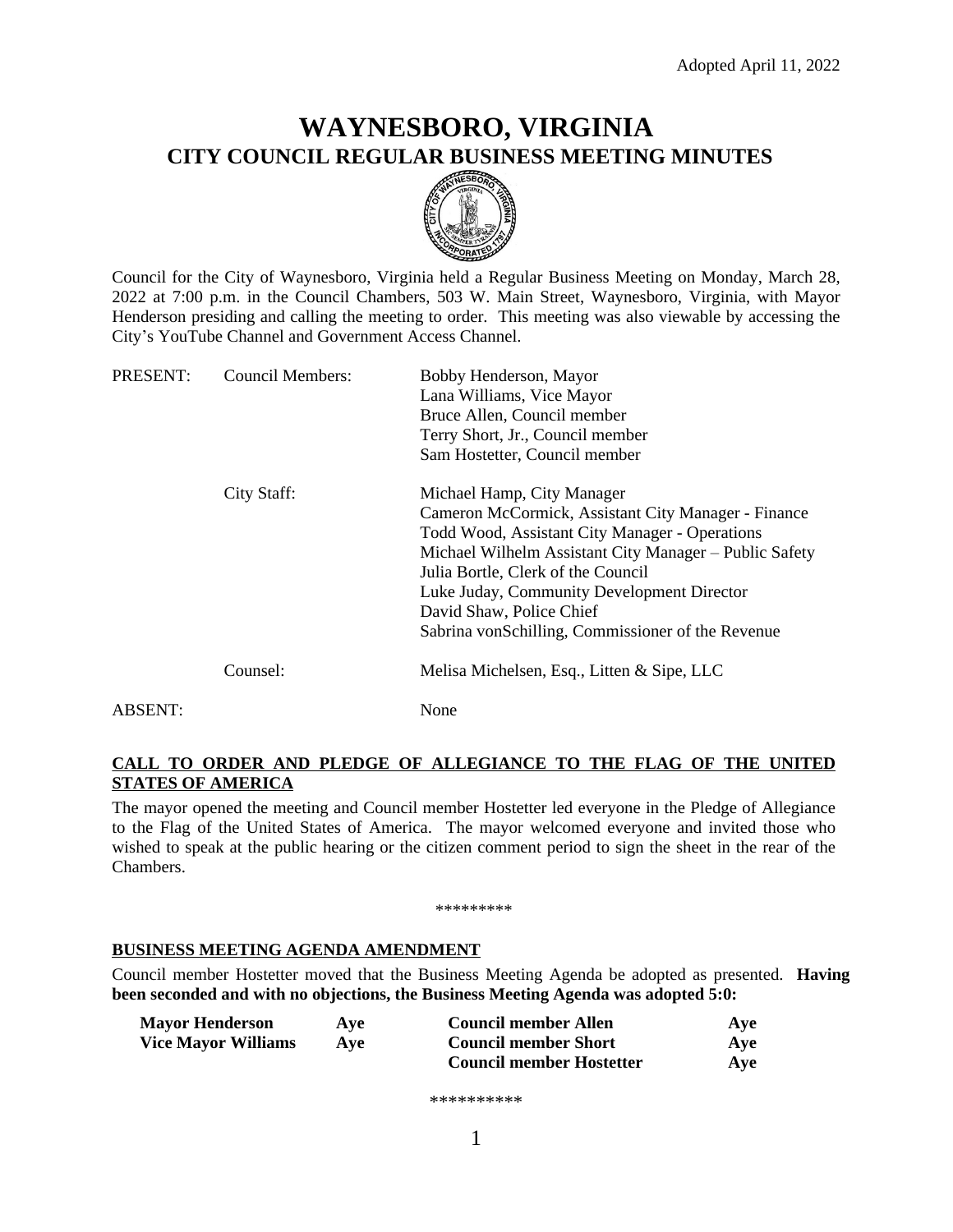Adopted April 11, 2022

# WAYNESBORO, VIRGINIA
## CITY COUNCIL REGULAR BUSINESS MEETING MINUTES

Council for the City of Waynesboro, Virginia held a Regular Business Meeting on Monday, March 28, 2022 at 7:00 p.m. in the Council Chambers, 503 W. Main Street, Waynesboro, Virginia, with Mayor Henderson presiding and calling the meeting to order. This meeting was also viewable by accessing the City's YouTube Channel and Government Access Channel.

| | | |
|---|---|---|
| PRESENT: | Council Members: | Bobby Henderson, Mayor<br>Lana Williams, Vice Mayor<br>Bruce Allen, Council member<br>Terry Short, Jr., Council member<br>Sam Hostetter, Council member |
| | City Staff: | Michael Hamp, City Manager<br>Cameron McCormick, Assistant City Manager - Finance<br>Todd Wood, Assistant City Manager - Operations<br>Michael Wilhelm Assistant City Manager – Public Safety<br>Julia Bortle, Clerk of the Council<br>Luke Juday, Community Development Director<br>David Shaw, Police Chief<br>Sabrina vonSchilling, Commissioner of the Revenue |
| | Counsel: | Melisa Michelsen, Esq., Litten & Sipe, LLC |
| ABSENT: | | None |

**CALL TO ORDER AND PLEDGE OF ALLEGIANCE TO THE FLAG OF THE UNITED STATES OF AMERICA**

The mayor opened the meeting and Council member Hostetter led everyone in the Pledge of Allegiance to the Flag of the United States of America. The mayor welcomed everyone and invited those who wished to speak at the public hearing or the citizen comment period to sign the sheet in the rear of the Chambers.

*********

**BUSINESS MEETING AGENDA AMENDMENT**

Council member Hostetter moved that the Business Meeting Agenda be adopted as presented. **Having been seconded and with no objections, the Business Meeting Agenda was adopted 5:0:**

| | | | |
|---|---|---|---|
| **Mayor Henderson** | **Aye** | **Council member Allen** | **Aye** |
| **Vice Mayor Williams** | **Aye** | **Council member Short** | **Aye** |
| | | **Council member Hostetter** | **Aye** |

**********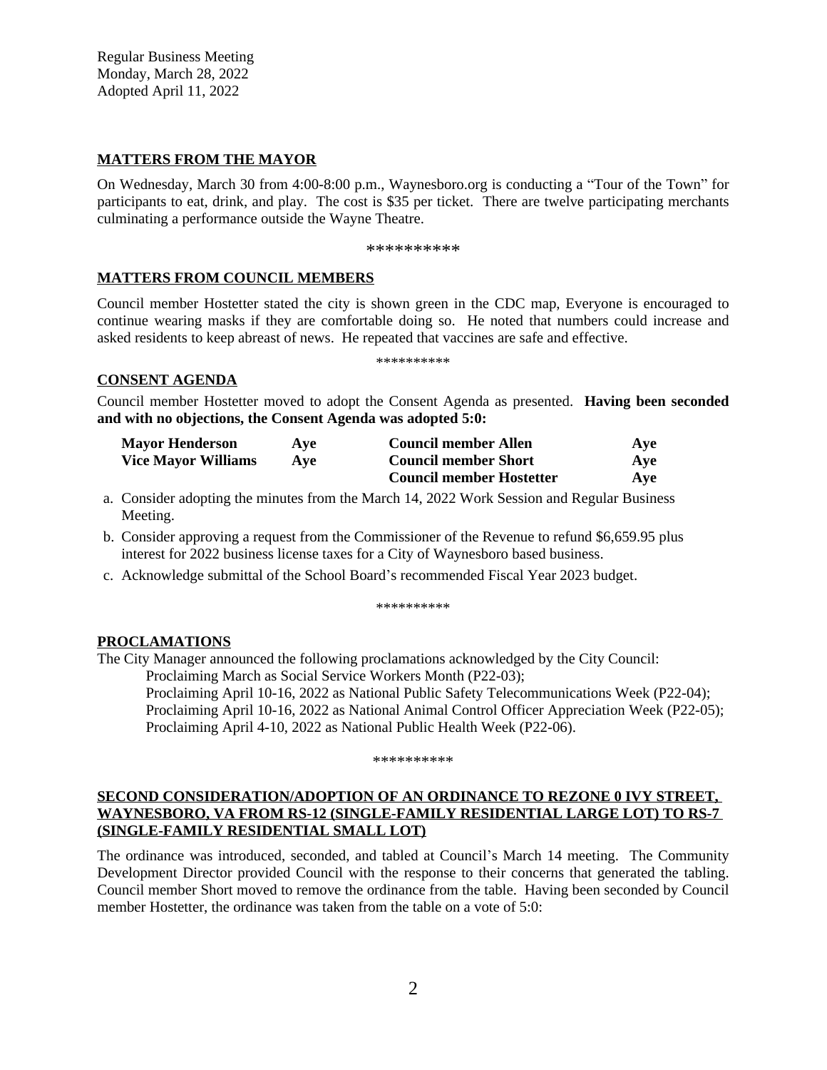Regular Business Meeting
Monday, March 28, 2022
Adopted April 11, 2022

## MATTERS FROM THE MAYOR

On Wednesday, March 30 from 4:00-8:00 p.m., Waynesboro.org is conducting a "Tour of the Town" for participants to eat, drink, and play. The cost is $35 per ticket. There are twelve participating merchants culminating a performance outside the Wayne Theatre.

**********

## MATTERS FROM COUNCIL MEMBERS

Council member Hostetter stated the city is shown green in the CDC map, Everyone is encouraged to continue wearing masks if they are comfortable doing so. He noted that numbers could increase and asked residents to keep abreast of news. He repeated that vaccines are safe and effective.

**********

## CONSENT AGENDA

Council member Hostetter moved to adopt the Consent Agenda as presented. **Having been seconded and with no objections, the Consent Agenda was adopted 5:0:**

| | | | |
|---|---|---|---|
| **Mayor Henderson** | **Aye** | **Council member Allen** | **Aye** |
| **Vice Mayor Williams** | **Aye** | **Council member Short** | **Aye** |
| | | **Council member Hostetter** | **Aye** |

a. Consider adopting the minutes from the March 14, 2022 Work Session and Regular Business Meeting.
b. Consider approving a request from the Commissioner of the Revenue to refund $6,659.95 plus interest for 2022 business license taxes for a City of Waynesboro based business.
c. Acknowledge submittal of the School Board's recommended Fiscal Year 2023 budget.

**********

## PROCLAMATIONS

The City Manager announced the following proclamations acknowledged by the City Council:

Proclaiming March as Social Service Workers Month (P22-03);
Proclaiming April 10-16, 2022 as National Public Safety Telecommunications Week (P22-04);
Proclaiming April 10-16, 2022 as National Animal Control Officer Appreciation Week (P22-05);
Proclaiming April 4-10, 2022 as National Public Health Week (P22-06).

**********

## SECOND CONSIDERATION/ADOPTION OF AN ORDINANCE TO REZONE 0 IVY STREET, WAYNESBORO, VA FROM RS-12 (SINGLE-FAMILY RESIDENTIAL LARGE LOT) TO RS-7 (SINGLE-FAMILY RESIDENTIAL SMALL LOT)

The ordinance was introduced, seconded, and tabled at Council's March 14 meeting. The Community Development Director provided Council with the response to their concerns that generated the tabling. Council member Short moved to remove the ordinance from the table. Having been seconded by Council member Hostetter, the ordinance was taken from the table on a vote of 5:0: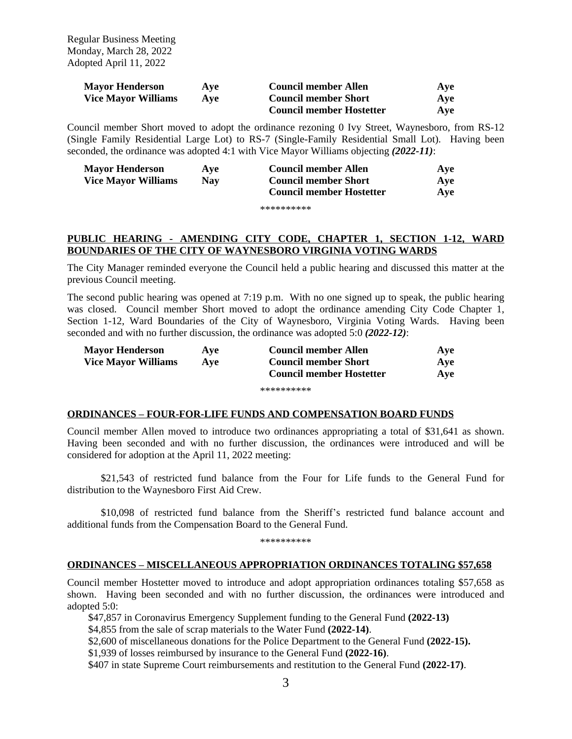| **Mayor Henderson** | **Aye** | **Council member Allen** | **Aye** |
|---|---|---|---|
| **Vice Mayor Williams** | **Aye** | **Council member Short** | **Aye** |
| | | **Council member Hostetter** | **Aye** |

Council member Short moved to adopt the ordinance rezoning 0 Ivy Street, Waynesboro, from RS-12 (Single Family Residential Large Lot) to RS-7 (Single-Family Residential Small Lot). Having been seconded, the ordinance was adopted 4:1 with Vice Mayor Williams objecting ***(2022-11)***:

| **Mayor Henderson** | **Aye** | **Council member Allen** | **Aye** |
|---|---|---|---|
| **Vice Mayor Williams** | **Nay** | **Council member Short** | **Aye** |
| | | **Council member Hostetter** | **Aye** |

**********

## PUBLIC HEARING - AMENDING CITY CODE, CHAPTER 1, SECTION 1-12, WARD BOUNDARIES OF THE CITY OF WAYNESBORO VIRGINIA VOTING WARDS

The City Manager reminded everyone the Council held a public hearing and discussed this matter at the previous Council meeting.

The second public hearing was opened at 7:19 p.m. With no one signed up to speak, the public hearing was closed. Council member Short moved to adopt the ordinance amending City Code Chapter 1, Section 1-12, Ward Boundaries of the City of Waynesboro, Virginia Voting Wards. Having been seconded and with no further discussion, the ordinance was adopted 5:0 ***(2022-12)***:

| **Mayor Henderson** | **Aye** | **Council member Allen** | **Aye** |
|---|---|---|---|
| **Vice Mayor Williams** | **Aye** | **Council member Short** | **Aye** |
| | | **Council member Hostetter** | **Aye** |

**********

## ORDINANCES – FOUR-FOR-LIFE FUNDS AND COMPENSATION BOARD FUNDS

Council member Allen moved to introduce two ordinances appropriating a total of $31,641 as shown. Having been seconded and with no further discussion, the ordinances were introduced and will be considered for adoption at the April 11, 2022 meeting:

$21,543 of restricted fund balance from the Four for Life funds to the General Fund for distribution to the Waynesboro First Aid Crew.

$10,098 of restricted fund balance from the Sheriff's restricted fund balance account and additional funds from the Compensation Board to the General Fund.

**********

## ORDINANCES – MISCELLANEOUS APPROPRIATION ORDINANCES TOTALING $57,658

Council member Hostetter moved to introduce and adopt appropriation ordinances totaling $57,658 as shown. Having been seconded and with no further discussion, the ordinances were introduced and adopted 5:0:

$47,857 in Coronavirus Emergency Supplement funding to the General Fund **(2022-13)**
$4,855 from the sale of scrap materials to the Water Fund **(2022-14)**.
$2,600 of miscellaneous donations for the Police Department to the General Fund **(2022-15).**
$1,939 of losses reimbursed by insurance to the General Fund **(2022-16)**.
$407 in state Supreme Court reimbursements and restitution to the General Fund **(2022-17)**.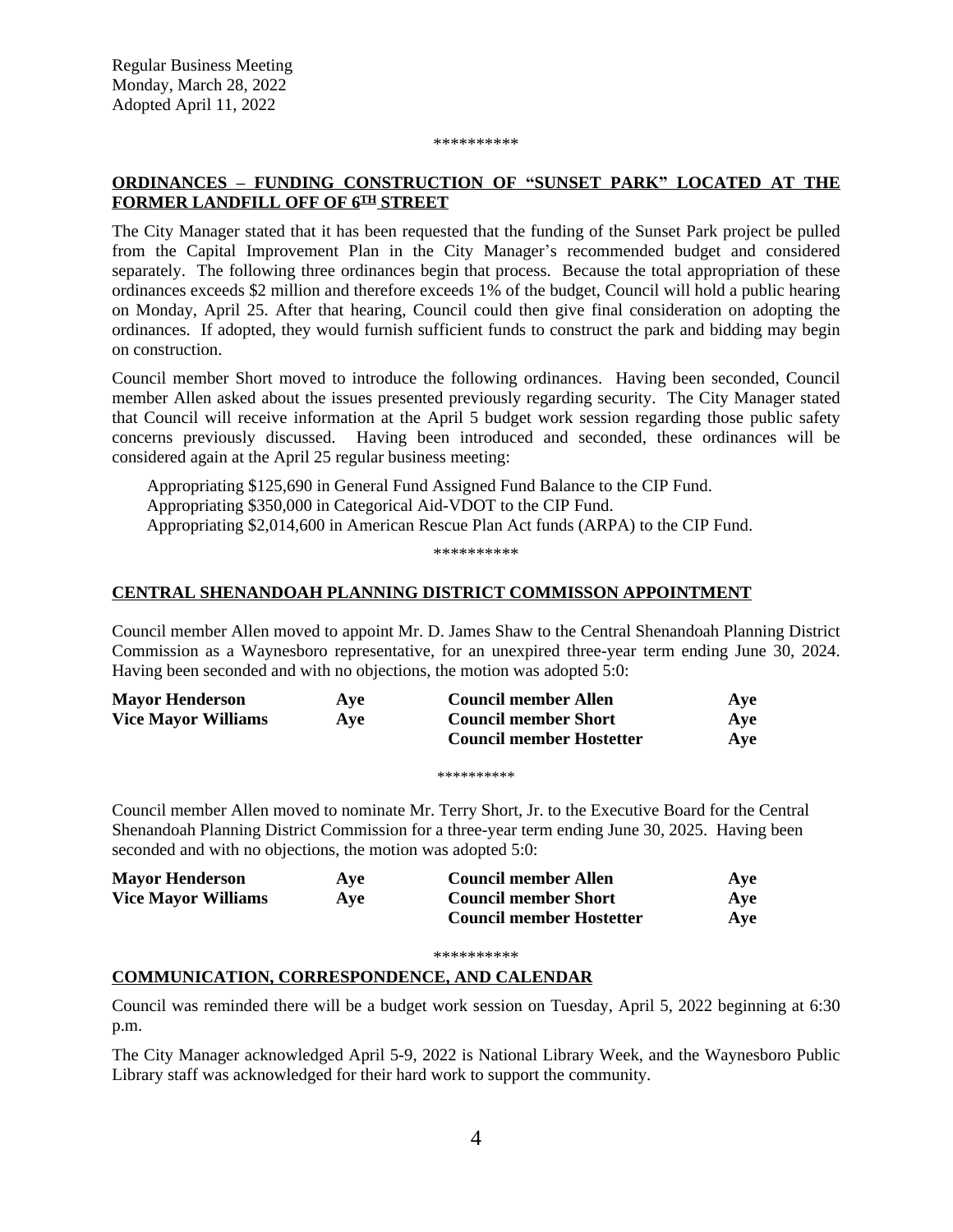Regular Business Meeting
Monday, March 28, 2022
Adopted April 11, 2022

\*\*\*\*\*\*\*\*\*\*

**ORDINANCES – FUNDING CONSTRUCTION OF "SUNSET PARK" LOCATED AT THE FORMER LANDFILL OFF OF 6TH STREET**

The City Manager stated that it has been requested that the funding of the Sunset Park project be pulled from the Capital Improvement Plan in the City Manager's recommended budget and considered separately. The following three ordinances begin that process. Because the total appropriation of these ordinances exceeds $2 million and therefore exceeds 1% of the budget, Council will hold a public hearing on Monday, April 25. After that hearing, Council could then give final consideration on adopting the ordinances. If adopted, they would furnish sufficient funds to construct the park and bidding may begin on construction.

Council member Short moved to introduce the following ordinances. Having been seconded, Council member Allen asked about the issues presented previously regarding security. The City Manager stated that Council will receive information at the April 5 budget work session regarding those public safety concerns previously discussed. Having been introduced and seconded, these ordinances will be considered again at the April 25 regular business meeting:

Appropriating $125,690 in General Fund Assigned Fund Balance to the CIP Fund.
Appropriating $350,000 in Categorical Aid-VDOT to the CIP Fund.
Appropriating $2,014,600 in American Rescue Plan Act funds (ARPA) to the CIP Fund.

\*\*\*\*\*\*\*\*\*\*

**CENTRAL SHENANDOAH PLANNING DISTRICT COMMISSON APPOINTMENT**

Council member Allen moved to appoint Mr. D. James Shaw to the Central Shenandoah Planning District Commission as a Waynesboro representative, for an unexpired three-year term ending June 30, 2024. Having been seconded and with no objections, the motion was adopted 5:0:

| | | | |
|---|---|---|---|
| **Mayor Henderson** | **Aye** | **Council member Allen** | **Aye** |
| **Vice Mayor Williams** | **Aye** | **Council member Short** | **Aye** |
| | | **Council member Hostetter** | **Aye** |

\*\*\*\*\*\*\*\*\*\*

Council member Allen moved to nominate Mr. Terry Short, Jr. to the Executive Board for the Central Shenandoah Planning District Commission for a three-year term ending June 30, 2025. Having been seconded and with no objections, the motion was adopted 5:0:

| | | | |
|---|---|---|---|
| **Mayor Henderson** | **Aye** | **Council member Allen** | **Aye** |
| **Vice Mayor Williams** | **Aye** | **Council member Short** | **Aye** |
| | | **Council member Hostetter** | **Aye** |

\*\*\*\*\*\*\*\*\*\*

**COMMUNICATION, CORRESPONDENCE, AND CALENDAR**

Council was reminded there will be a budget work session on Tuesday, April 5, 2022 beginning at 6:30 p.m.

The City Manager acknowledged April 5-9, 2022 is National Library Week, and the Waynesboro Public Library staff was acknowledged for their hard work to support the community.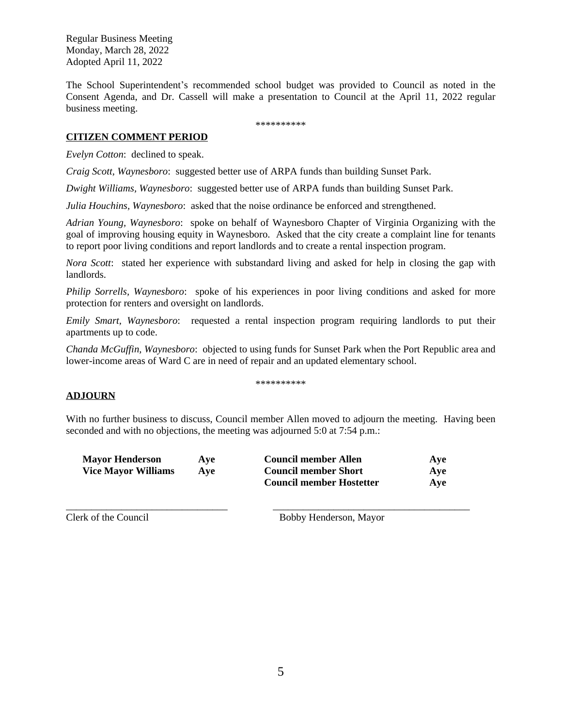Regular Business Meeting
Monday, March 28, 2022
Adopted April 11, 2022

The School Superintendent's recommended school budget was provided to Council as noted in the Consent Agenda, and Dr. Cassell will make a presentation to Council at the April 11, 2022 regular business meeting.

**********

**CITIZEN COMMENT PERIOD**

*Evelyn Cotton*: declined to speak.

*Craig Scott, Waynesboro*: suggested better use of ARPA funds than building Sunset Park.

*Dwight Williams, Waynesboro*: suggested better use of ARPA funds than building Sunset Park.

*Julia Houchins, Waynesboro*: asked that the noise ordinance be enforced and strengthened.

*Adrian Young, Waynesboro*: spoke on behalf of Waynesboro Chapter of Virginia Organizing with the goal of improving housing equity in Waynesboro. Asked that the city create a complaint line for tenants to report poor living conditions and report landlords and to create a rental inspection program.

*Nora Scott*: stated her experience with substandard living and asked for help in closing the gap with landlords.

*Philip Sorrells, Waynesboro*: spoke of his experiences in poor living conditions and asked for more protection for renters and oversight on landlords.

*Emily Smart, Waynesboro*: requested a rental inspection program requiring landlords to put their apartments up to code.

*Chanda McGuffin, Waynesboro*: objected to using funds for Sunset Park when the Port Republic area and lower-income areas of Ward C are in need of repair and an updated elementary school.

**********

**ADJOURN**

With no further business to discuss, Council member Allen moved to adjourn the meeting. Having been seconded and with no objections, the meeting was adjourned 5:0 at 7:54 p.m.:

| | | | |
|---|---|---|---|
| **Mayor Henderson** | **Aye** | **Council member Allen** | **Aye** |
| **Vice Mayor Williams** | **Aye** | **Council member Short** | **Aye** |
| | | **Council member Hostetter** | **Aye** |

________________________________ ________________________________
Clerk of the Council Bobby Henderson, Mayor